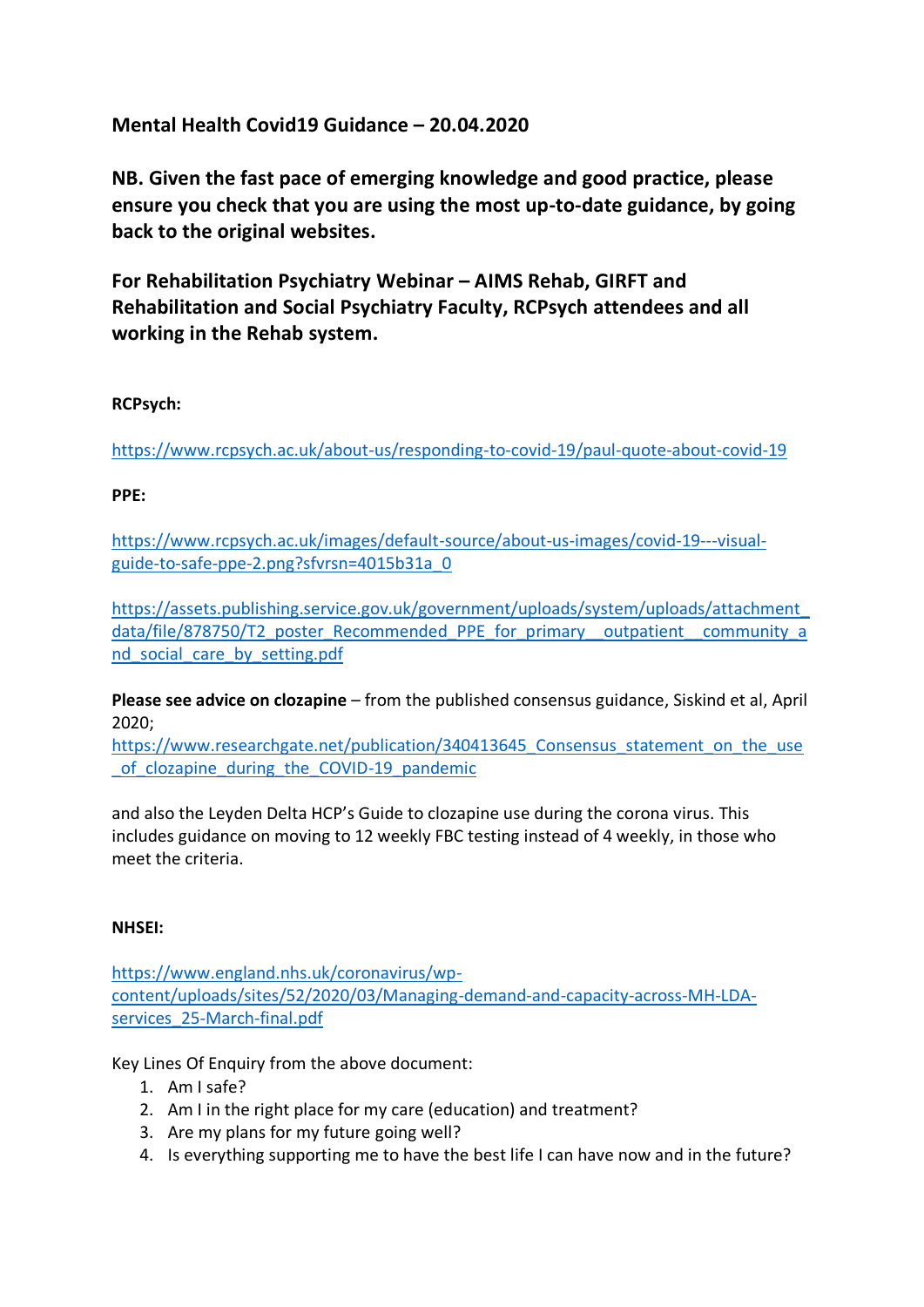**Mental Health Covid19 Guidance – 20.04.2020**

**NB. Given the fast pace of emerging knowledge and good practice, please ensure you check that you are using the most up-to-date guidance, by going back to the original websites.**

**For Rehabilitation Psychiatry Webinar – AIMS Rehab, GIRFT and Rehabilitation and Social Psychiatry Faculty, RCPsych attendees and all working in the Rehab system.**

**RCPsych:**

https://www.rcpsych.ac.uk/about-us/responding-to-covid-19/paul-quote-about-covid-19

**PPE:**

https://www.rcpsych.ac.uk/images/default-source/about-us-images/covid-19---visual-guide-to-safe-ppe-2.png?sfvrsn=4015b31a_0

https://assets.publishing.service.gov.uk/government/uploads/system/uploads/attachment_data/file/878750/T2_poster_Recommended_PPE_for_primary__outpatient__community_and_social_care_by_setting.pdf

**Please see advice on clozapine** – from the published consensus guidance, Siskind et al, April 2020;
https://www.researchgate.net/publication/340413645_Consensus_statement_on_the_use_of_clozapine_during_the_COVID-19_pandemic

and also the Leyden Delta HCP's Guide to clozapine use during the corona virus. This includes guidance on moving to 12 weekly FBC testing instead of 4 weekly, in those who meet the criteria.

**NHSEI:**

https://www.england.nhs.uk/coronavirus/wp-content/uploads/sites/52/2020/03/Managing-demand-and-capacity-across-MH-LDA-services_25-March-final.pdf

Key Lines Of Enquiry from the above document:

1. Am I safe?
2. Am I in the right place for my care (education) and treatment?
3. Are my plans for my future going well?
4. Is everything supporting me to have the best life I can have now and in the future?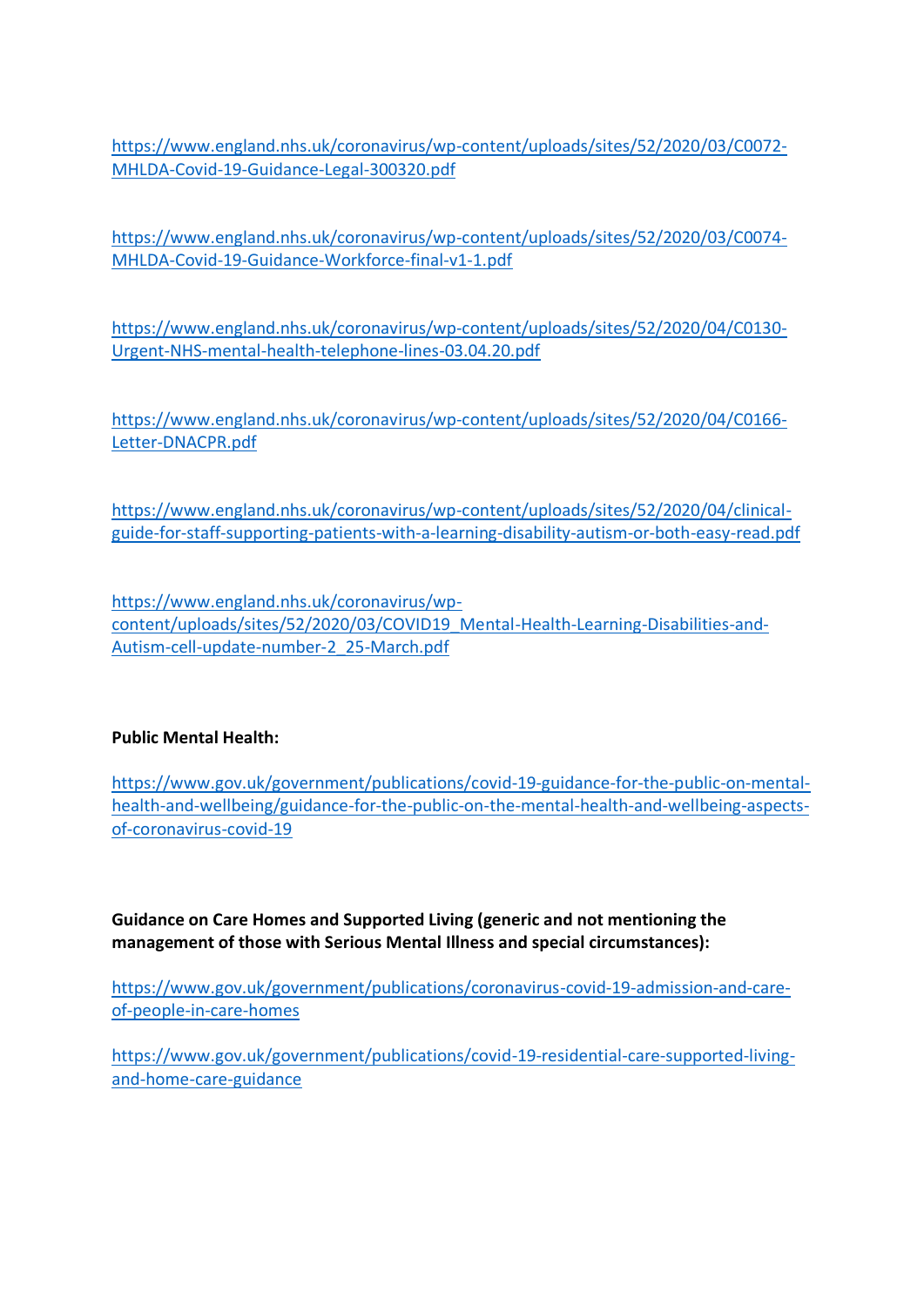https://www.england.nhs.uk/coronavirus/wp-content/uploads/sites/52/2020/03/C0072-MHLDA-Covid-19-Guidance-Legal-300320.pdf

https://www.england.nhs.uk/coronavirus/wp-content/uploads/sites/52/2020/03/C0074-MHLDA-Covid-19-Guidance-Workforce-final-v1-1.pdf

https://www.england.nhs.uk/coronavirus/wp-content/uploads/sites/52/2020/04/C0130-Urgent-NHS-mental-health-telephone-lines-03.04.20.pdf

https://www.england.nhs.uk/coronavirus/wp-content/uploads/sites/52/2020/04/C0166-Letter-DNACPR.pdf

https://www.england.nhs.uk/coronavirus/wp-content/uploads/sites/52/2020/04/clinical-guide-for-staff-supporting-patients-with-a-learning-disability-autism-or-both-easy-read.pdf

https://www.england.nhs.uk/coronavirus/wp-content/uploads/sites/52/2020/03/COVID19_Mental-Health-Learning-Disabilities-and-Autism-cell-update-number-2_25-March.pdf

**Public Mental Health:**

https://www.gov.uk/government/publications/covid-19-guidance-for-the-public-on-mental-health-and-wellbeing/guidance-for-the-public-on-the-mental-health-and-wellbeing-aspects-of-coronavirus-covid-19

**Guidance on Care Homes and Supported Living (generic and not mentioning the management of those with Serious Mental Illness and special circumstances):**

https://www.gov.uk/government/publications/coronavirus-covid-19-admission-and-care-of-people-in-care-homes

https://www.gov.uk/government/publications/covid-19-residential-care-supported-living-and-home-care-guidance